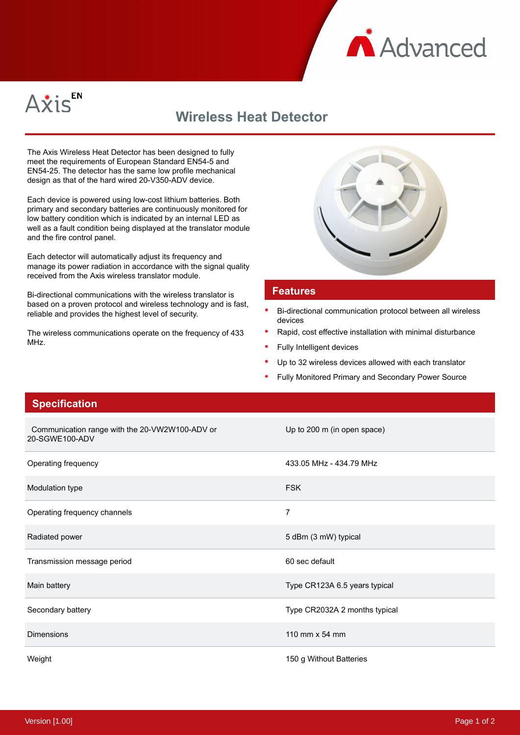Advanced

Axis EN

# Wireless Heat Detector

The Axis Wireless Heat Detector has been designed to fully meet the requirements of European Standard EN54-5 and EN54-25. The detector has the same low profile mechanical design as that of the hard wired 20-V350-ADV device.

Each device is powered using low-cost lithium batteries. Both primary and secondary batteries are continuously monitored for low battery condition which is indicated by an internal LED as well as a fault condition being displayed at the translator module and the fire control panel.

Each detector will automatically adjust its frequency and manage its power radiation in accordance with the signal quality received from the Axis wireless translator module.

Bi-directional communications with the wireless translator is based on a proven protocol and wireless technology and is fast, reliable and provides the highest level of security.

The wireless communications operate on the frequency of 433 MHz.

## Features

- Bi-directional communication protocol between all wireless devices
- Rapid, cost effective installation with minimal disturbance
- Fully Intelligent devices
- Up to 32 wireless devices allowed with each translator
- Fully Monitored Primary and Secondary Power Source

## Specification

| | |
|---|---|
| Communication range with the 20-VW2W100-ADV or 20-SGWE100-ADV | Up to 200 m (in open space) |
| Operating frequency | 433.05 MHz - 434.79 MHz |
| Modulation type | FSK |
| Operating frequency channels | 7 |
| Radiated power | 5 dBm (3 mW) typical |
| Transmission message period | 60 sec default |
| Main battery | Type CR123A 6.5 years typical |
| Secondary battery | Type CR2032A 2 months typical |
| Dimensions | 110 mm x 54 mm |
| Weight | 150 g Without Batteries |

Version [1.00]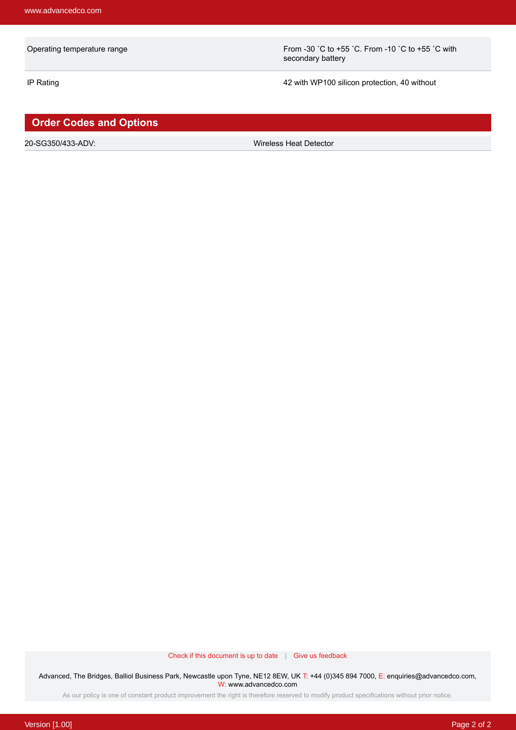| | |
|---|---|
| Operating temperature range | From -30 ˚C to +55 ˚C. From -10 ˚C to +55 ˚C with secondary battery |
| IP Rating | 42 with WP100 silicon protection, 40 without |

## Order Codes and Options

| | |
|---|---|
| 20-SG350/433-ADV: | Wireless Heat Detector |

Check if this document is up to date | Give us feedback

Advanced, The Bridges, Balliol Business Park, Newcastle upon Tyne, NE12 8EW, UK T: +44 (0)345 894 7000, E: enquiries@advancedco.com, W: www.advancedco.com

As our policy is one of constant product improvement the right is therefore reserved to modify product specifications without prior notice.

Version [1.00]